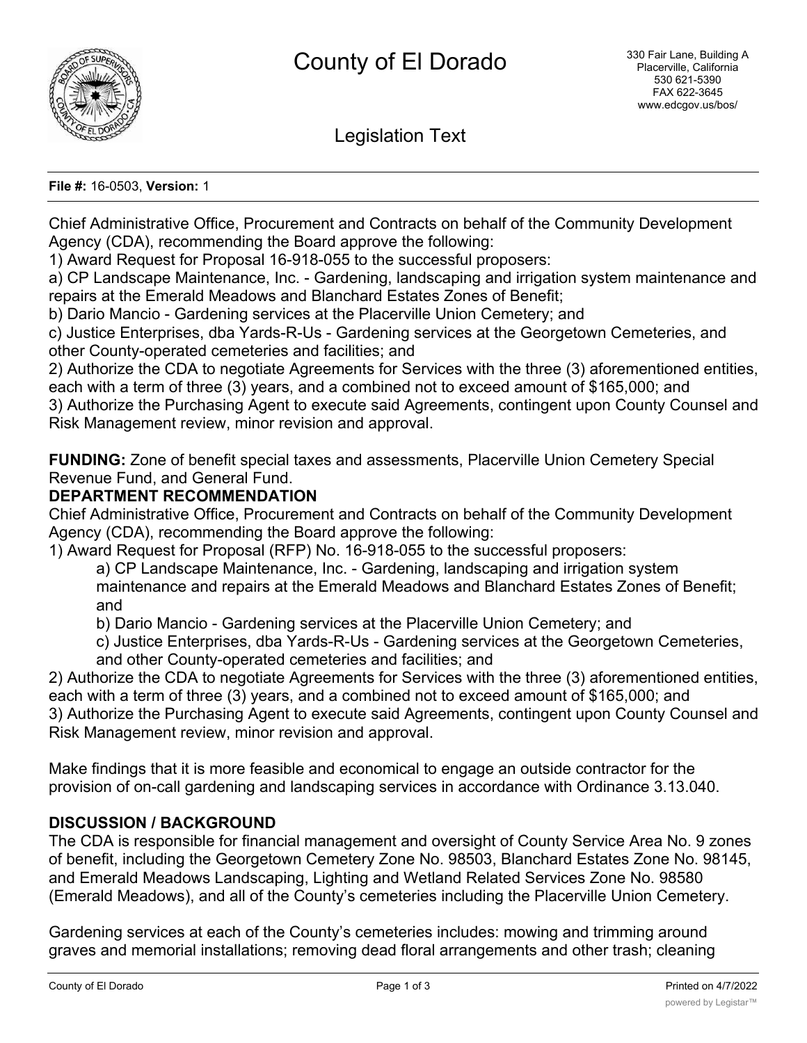# County of El Dorado

330 Fair Lane, Building A
Placerville, California
530 621-5390
FAX 622-3645
www.edcgov.us/bos/

## Legislation Text

**File #:** 16-0503, **Version:** 1

Chief Administrative Office, Procurement and Contracts on behalf of the Community Development Agency (CDA), recommending the Board approve the following:
1) Award Request for Proposal 16-918-055 to the successful proposers:
a) CP Landscape Maintenance, Inc. - Gardening, landscaping and irrigation system maintenance and repairs at the Emerald Meadows and Blanchard Estates Zones of Benefit;
b) Dario Mancio - Gardening services at the Placerville Union Cemetery; and
c) Justice Enterprises, dba Yards-R-Us - Gardening services at the Georgetown Cemeteries, and other County-operated cemeteries and facilities; and
2) Authorize the CDA to negotiate Agreements for Services with the three (3) aforementioned entities, each with a term of three (3) years, and a combined not to exceed amount of $165,000; and
3) Authorize the Purchasing Agent to execute said Agreements, contingent upon County Counsel and Risk Management review, minor revision and approval.

**FUNDING:** Zone of benefit special taxes and assessments, Placerville Union Cemetery Special Revenue Fund, and General Fund.

**DEPARTMENT RECOMMENDATION**

Chief Administrative Office, Procurement and Contracts on behalf of the Community Development Agency (CDA), recommending the Board approve the following:
1) Award Request for Proposal (RFP) No. 16-918-055 to the successful proposers:
   a) CP Landscape Maintenance, Inc. - Gardening, landscaping and irrigation system maintenance and repairs at the Emerald Meadows and Blanchard Estates Zones of Benefit; and
   b) Dario Mancio - Gardening services at the Placerville Union Cemetery; and
   c) Justice Enterprises, dba Yards-R-Us - Gardening services at the Georgetown Cemeteries, and other County-operated cemeteries and facilities; and
2) Authorize the CDA to negotiate Agreements for Services with the three (3) aforementioned entities, each with a term of three (3) years, and a combined not to exceed amount of $165,000; and
3) Authorize the Purchasing Agent to execute said Agreements, contingent upon County Counsel and Risk Management review, minor revision and approval.

Make findings that it is more feasible and economical to engage an outside contractor for the provision of on-call gardening and landscaping services in accordance with Ordinance 3.13.040.

**DISCUSSION / BACKGROUND**

The CDA is responsible for financial management and oversight of County Service Area No. 9 zones of benefit, including the Georgetown Cemetery Zone No. 98503, Blanchard Estates Zone No. 98145, and Emerald Meadows Landscaping, Lighting and Wetland Related Services Zone No. 98580 (Emerald Meadows), and all of the County's cemeteries including the Placerville Union Cemetery.

Gardening services at each of the County's cemeteries includes: mowing and trimming around graves and memorial installations; removing dead floral arrangements and other trash; cleaning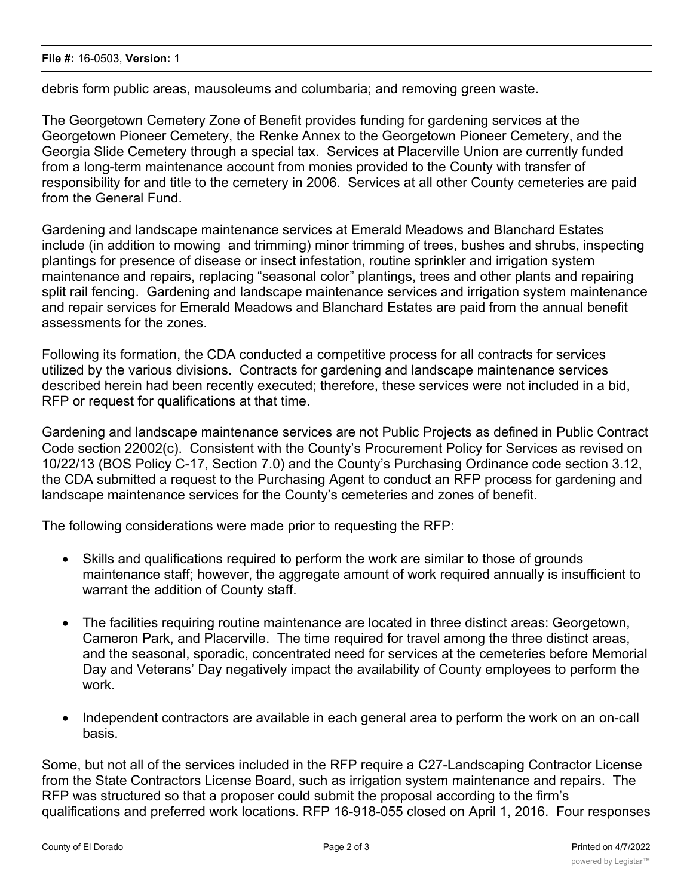debris form public areas, mausoleums and columbaria; and removing green waste.

The Georgetown Cemetery Zone of Benefit provides funding for gardening services at the Georgetown Pioneer Cemetery, the Renke Annex to the Georgetown Pioneer Cemetery, and the Georgia Slide Cemetery through a special tax. Services at Placerville Union are currently funded from a long-term maintenance account from monies provided to the County with transfer of responsibility for and title to the cemetery in 2006. Services at all other County cemeteries are paid from the General Fund.

Gardening and landscape maintenance services at Emerald Meadows and Blanchard Estates include (in addition to mowing and trimming) minor trimming of trees, bushes and shrubs, inspecting plantings for presence of disease or insect infestation, routine sprinkler and irrigation system maintenance and repairs, replacing "seasonal color" plantings, trees and other plants and repairing split rail fencing. Gardening and landscape maintenance services and irrigation system maintenance and repair services for Emerald Meadows and Blanchard Estates are paid from the annual benefit assessments for the zones.

Following its formation, the CDA conducted a competitive process for all contracts for services utilized by the various divisions. Contracts for gardening and landscape maintenance services described herein had been recently executed; therefore, these services were not included in a bid, RFP or request for qualifications at that time.

Gardening and landscape maintenance services are not Public Projects as defined in Public Contract Code section 22002(c). Consistent with the County's Procurement Policy for Services as revised on 10/22/13 (BOS Policy C-17, Section 7.0) and the County's Purchasing Ordinance code section 3.12, the CDA submitted a request to the Purchasing Agent to conduct an RFP process for gardening and landscape maintenance services for the County's cemeteries and zones of benefit.

The following considerations were made prior to requesting the RFP:

- Skills and qualifications required to perform the work are similar to those of grounds maintenance staff; however, the aggregate amount of work required annually is insufficient to warrant the addition of County staff.
- The facilities requiring routine maintenance are located in three distinct areas: Georgetown, Cameron Park, and Placerville. The time required for travel among the three distinct areas, and the seasonal, sporadic, concentrated need for services at the cemeteries before Memorial Day and Veterans' Day negatively impact the availability of County employees to perform the work.
- Independent contractors are available in each general area to perform the work on an on-call basis.

Some, but not all of the services included in the RFP require a C27-Landscaping Contractor License from the State Contractors License Board, such as irrigation system maintenance and repairs. The RFP was structured so that a proposer could submit the proposal according to the firm's qualifications and preferred work locations. RFP 16-918-055 closed on April 1, 2016. Four responses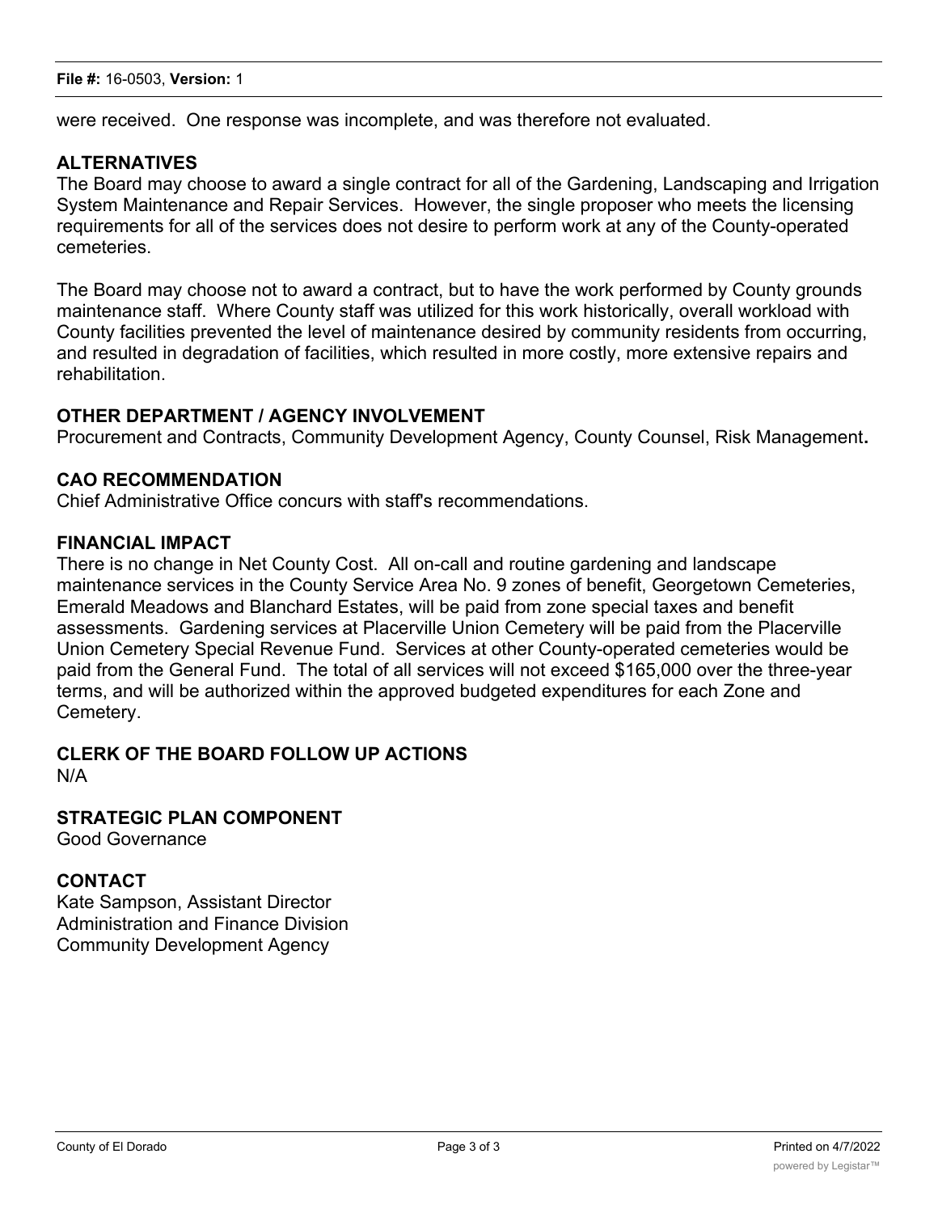were received. One response was incomplete, and was therefore not evaluated.

## ALTERNATIVES

The Board may choose to award a single contract for all of the Gardening, Landscaping and Irrigation System Maintenance and Repair Services. However, the single proposer who meets the licensing requirements for all of the services does not desire to perform work at any of the County-operated cemeteries.

The Board may choose not to award a contract, but to have the work performed by County grounds maintenance staff. Where County staff was utilized for this work historically, overall workload with County facilities prevented the level of maintenance desired by community residents from occurring, and resulted in degradation of facilities, which resulted in more costly, more extensive repairs and rehabilitation.

## OTHER DEPARTMENT / AGENCY INVOLVEMENT

Procurement and Contracts, Community Development Agency, County Counsel, Risk Management**.**

## CAO RECOMMENDATION

Chief Administrative Office concurs with staff's recommendations.

## FINANCIAL IMPACT

There is no change in Net County Cost. All on-call and routine gardening and landscape maintenance services in the County Service Area No. 9 zones of benefit, Georgetown Cemeteries, Emerald Meadows and Blanchard Estates, will be paid from zone special taxes and benefit assessments. Gardening services at Placerville Union Cemetery will be paid from the Placerville Union Cemetery Special Revenue Fund. Services at other County-operated cemeteries would be paid from the General Fund. The total of all services will not exceed $165,000 over the three-year terms, and will be authorized within the approved budgeted expenditures for each Zone and Cemetery.

## CLERK OF THE BOARD FOLLOW UP ACTIONS

N/A

## STRATEGIC PLAN COMPONENT

Good Governance

## CONTACT

Kate Sampson, Assistant Director
Administration and Finance Division
Community Development Agency